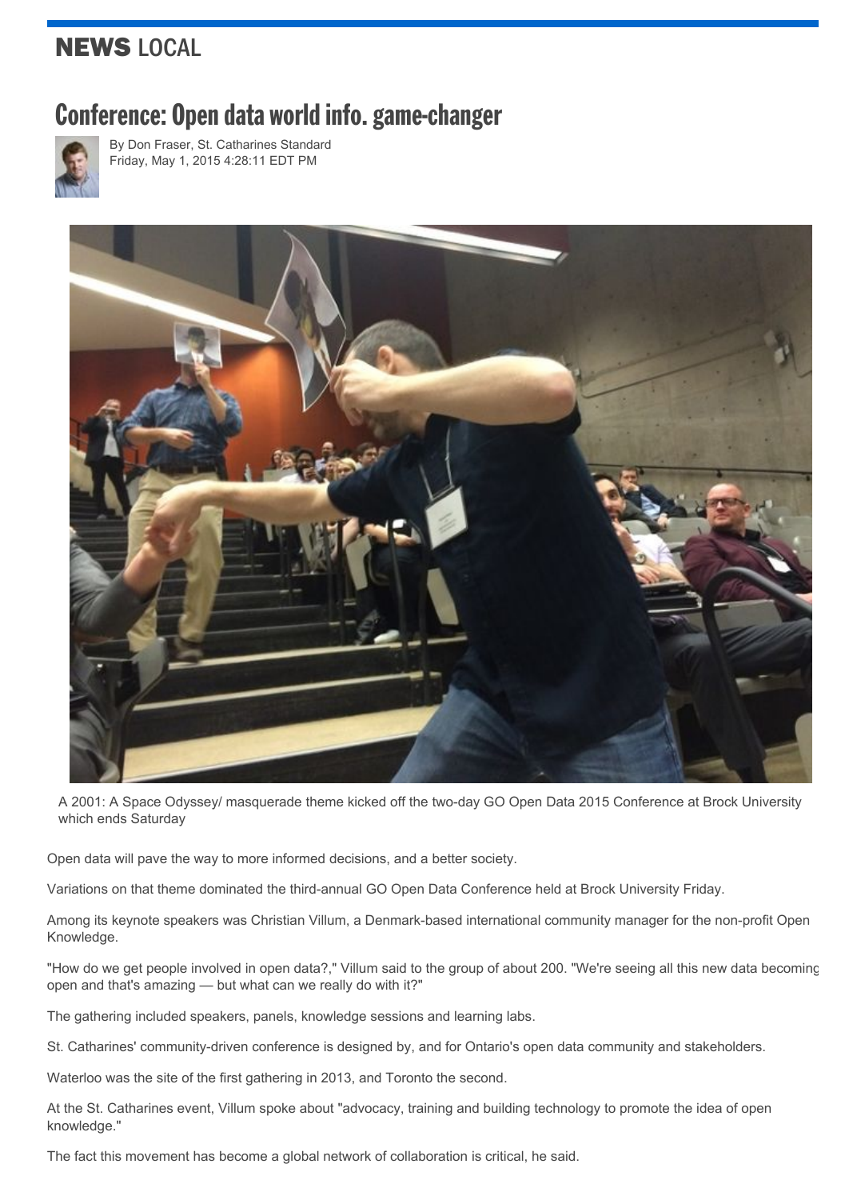NEWS LOCAL

# Conference: Open data world info. game-changer

By Don Fraser, St. Catharines Standard
Friday, May 1, 2015 4:28:11 EDT PM

A 2001: A Space Odyssey/ masquerade theme kicked off the two-day GO Open Data 2015 Conference at Brock University which ends Saturday

Open data will pave the way to more informed decisions, and a better society.

Variations on that theme dominated the third-annual GO Open Data Conference held at Brock University Friday.

Among its keynote speakers was Christian Villum, a Denmark-based international community manager for the non-profit Open Knowledge.

"How do we get people involved in open data?," Villum said to the group of about 200. "We're seeing all this new data becoming open and that's amazing — but what can we really do with it?"

The gathering included speakers, panels, knowledge sessions and learning labs.

St. Catharines' community-driven conference is designed by, and for Ontario's open data community and stakeholders.

Waterloo was the site of the first gathering in 2013, and Toronto the second.

At the St. Catharines event, Villum spoke about "advocacy, training and building technology to promote the idea of open knowledge."

The fact this movement has become a global network of collaboration is critical, he said.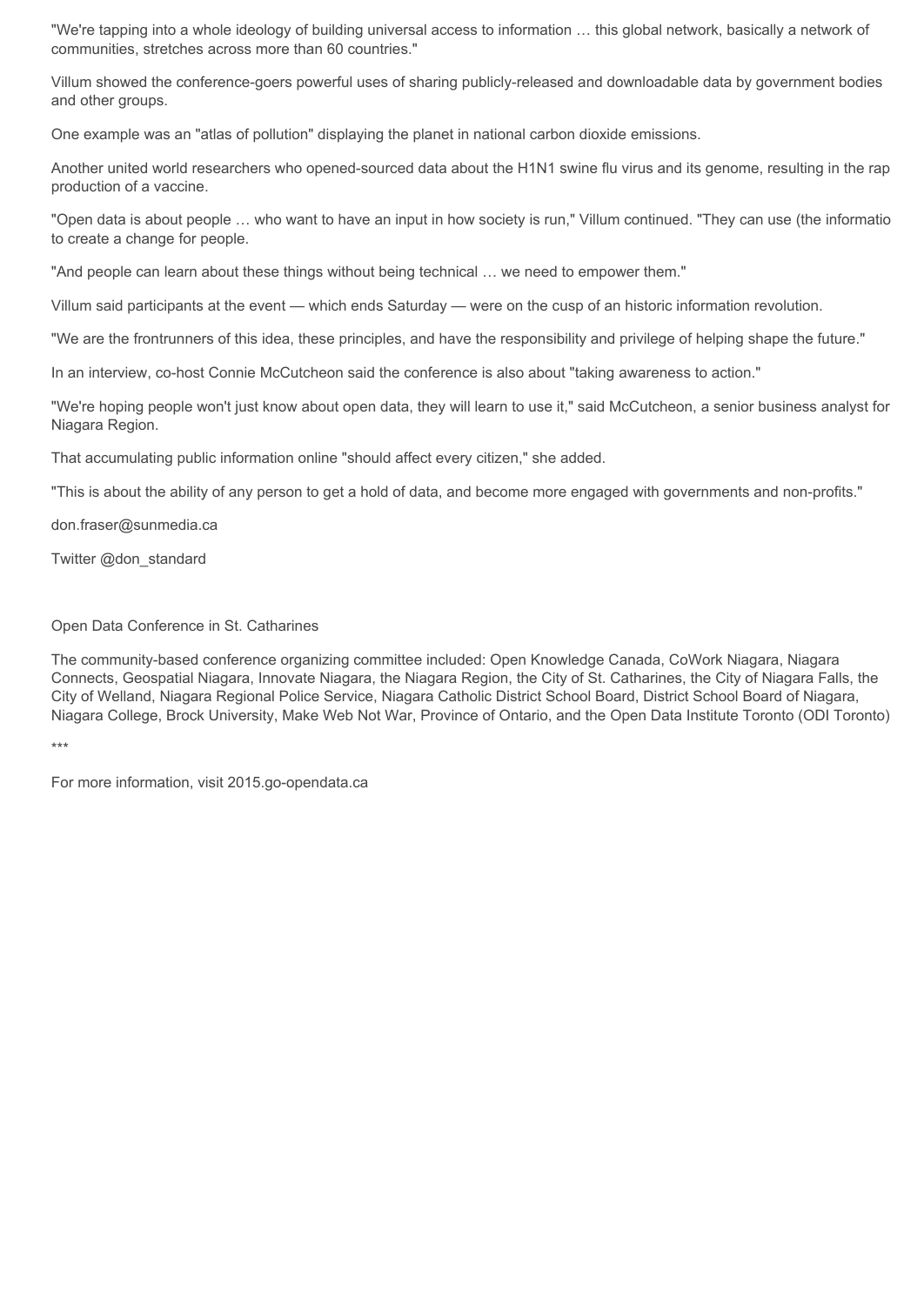"We're tapping into a whole ideology of building universal access to information … this global network, basically a network of communities, stretches across more than 60 countries."

Villum showed the conference-goers powerful uses of sharing publicly-released and downloadable data by government bodies and other groups.

One example was an "atlas of pollution" displaying the planet in national carbon dioxide emissions.

Another united world researchers who opened-sourced data about the H1N1 swine flu virus and its genome, resulting in the rap production of a vaccine.

"Open data is about people … who want to have an input in how society is run," Villum continued. "They can use (the informatio to create a change for people.

"And people can learn about these things without being technical … we need to empower them."

Villum said participants at the event — which ends Saturday — were on the cusp of an historic information revolution.

"We are the frontrunners of this idea, these principles, and have the responsibility and privilege of helping shape the future."

In an interview, co-host Connie McCutcheon said the conference is also about "taking awareness to action."

"We're hoping people won't just know about open data, they will learn to use it," said McCutcheon, a senior business analyst for Niagara Region.

That accumulating public information online "should affect every citizen," she added.

"This is about the ability of any person to get a hold of data, and become more engaged with governments and non-profits."

don.fraser@sunmedia.ca

Twitter @don_standard

Open Data Conference in St. Catharines

The community-based conference organizing committee included: Open Knowledge Canada, CoWork Niagara, Niagara Connects, Geospatial Niagara, Innovate Niagara, the Niagara Region, the City of St. Catharines, the City of Niagara Falls, the City of Welland, Niagara Regional Police Service, Niagara Catholic District School Board, District School Board of Niagara, Niagara College, Brock University, Make Web Not War, Province of Ontario, and the Open Data Institute Toronto (ODI Toronto)

***

For more information, visit 2015.go-opendata.ca